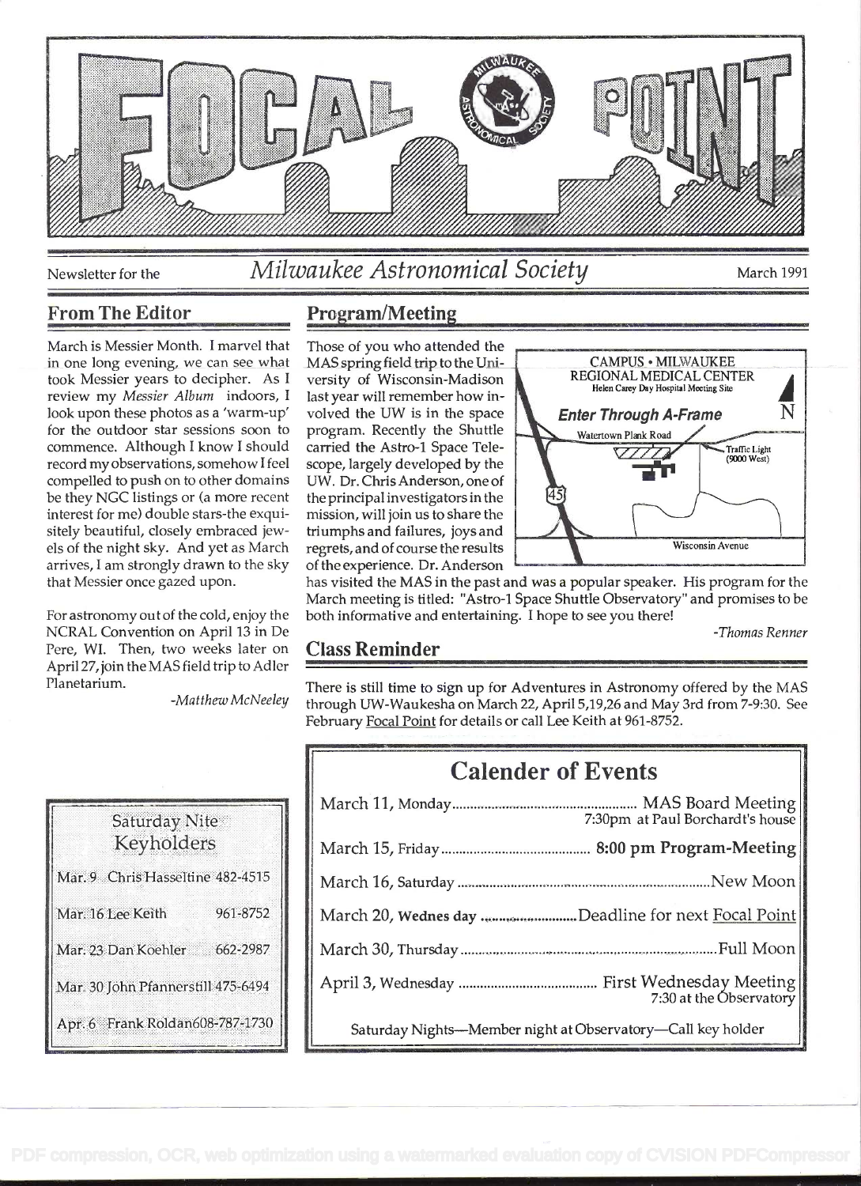# FOCAL POINT

Newsletter for the *Milwaukee Astronomical Society* March 1991

## From The Editor

March is Messier Month. I marvel that in one long evening, we can see what took Messier years to decipher. As I review my *Messier Album* indoors, I look upon these photos as a 'warm-up' for the outdoor star sessions soon to commence. Although I know I should record my observations, somehow I feel compelled to push on to other domains be they NGC listings or (a more recent interest for me) double stars-the exquisitely beautiful, closely embraced jewels of the night sky. And yet as March arrives, I am strongly drawn to the sky that Messier once gazed upon.

For astronomy out of the cold, enjoy the NCRAL Convention on April 13 in De Pere, WI. Then, two weeks later on April 27, join the MAS field trip to Adler Planetarium.

*-Matthew McNeeley*

## Program/Meeting

Those of you who attended the MAS spring field trip to the University of Wisconsin-Madison last year will remember how involved the UW is in the space program. Recently the Shuttle carried the Astro-1 Space Telescope, largely developed by the UW. Dr. Chris Anderson, one of the principal investigators in the mission, will join us to share the triumphs and failures, joys and regrets, and of course the results of the experience. Dr. Anderson has visited the MAS in the past and was a popular speaker. His program for the March meeting is titled: "Astro-1 Space Shuttle Observatory" and promises to be both informative and entertaining. I hope to see you there!

CAMPUS • MILWAUKEE REGIONAL MEDICAL CENTER
Helen Carey Day Hospital Meeting Site
**Enter Through A-Frame**
Watertown Plank Road — Traffic Light (9000 West) — 45 — Wisconsin Avenue — N

*-Thomas Renner*

## Class Reminder

There is still time to sign up for Adventures in Astronomy offered by the MAS through UW-Waukesha on March 22, April 5,19,26 and May 3rd from 7-9:30. See February Focal Point for details or call Lee Keith at 961-8752.

## Saturday Nite Keyholders

| | |
|---|---|
| Mar. 9 Chris Hasseltine | 482-4515 |
| Mar. 16 Lee Keith | 961-8752 |
| Mar. 23 Dan Koehler | 662-2987 |
| Mar. 30 John Pfannerstill | 475-6494 |
| Apr. 6 Frank Roldan | 608-787-1730 |

## Calender of Events

| | |
|---|---|
| March 11, Monday | MAS Board Meeting 7:30pm at Paul Borchardt's house |
| March 15, Friday | **8:00 pm Program-Meeting** |
| March 16, Saturday | New Moon |
| March 20, Wednes day | Deadline for next Focal Point |
| March 30, Thursday | Full Moon |
| April 3, Wednesday | First Wednesday Meeting 7:30 at the Observatory |

Saturday Nights—Member night at Observatory—Call key holder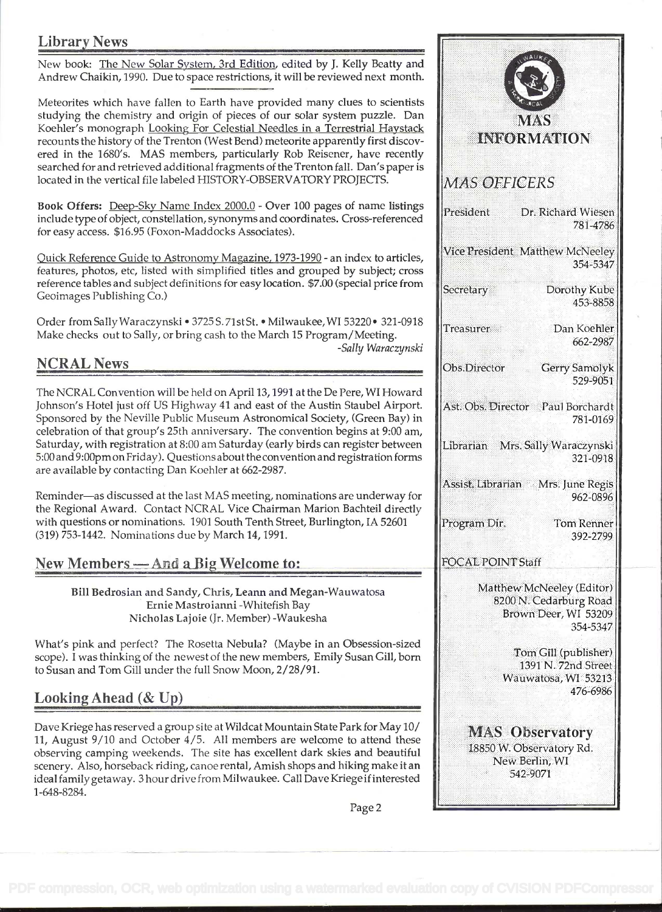## Library News

New book: The New Solar System, 3rd Edition, edited by J. Kelly Beatty and Andrew Chaikin, 1990. Due to space restrictions, it will be reviewed next month.

Meteorites which have fallen to Earth have provided many clues to scientists studying the chemistry and origin of pieces of our solar system puzzle. Dan Koehler's monograph Looking For Celestial Needles in a Terrestrial Haystack recounts the history of the Trenton (West Bend) meteorite apparently first discovered in the 1680's. MAS members, particularly Rob Reisener, have recently searched for and retrieved additional fragments of the Trenton fall. Dan's paper is located in the vertical file labeled HISTORY-OBSERVATORY PROJECTS.

**Book Offers:** Deep-Sky Name Index 2000.0 - Over 100 pages of name listings include type of object, constellation, synonyms and coordinates. Cross-referenced for easy access. $16.95 (Foxon-Maddocks Associates).

Quick Reference Guide to Astronomy Magazine, 1973-1990 - an index to articles, features, photos, etc, listed with simplified titles and grouped by subject; cross reference tables and subject definitions for easy location. $7.00 (special price from Geoimages Publishing Co.)

Order from Sally Waraczynski • 3725 S. 71st St. • Milwaukee, WI 53220 • 321-0918
Make checks out to Sally, or bring cash to the March 15 Program/Meeting.

*-Sally Waraczynski*

## NCRAL News

The NCRAL Convention will be held on April 13, 1991 at the De Pere, WI Howard Johnson's Hotel just off US Highway 41 and east of the Austin Staubel Airport. Sponsored by the Neville Public Museum Astronomical Society, (Green Bay) in celebration of that group's 25th anniversary. The convention begins at 9:00 am, Saturday, with registration at 8:00 am Saturday (early birds can register between 5:00 and 9:00pm on Friday). Questions about the convention and registration forms are available by contacting Dan Koehler at 662-2987.

Reminder—as discussed at the last MAS meeting, nominations are underway for the Regional Award. Contact NCRAL Vice Chairman Marion Bachteil directly with questions or nominations. 1901 South Tenth Street, Burlington, IA 52601 (319) 753-1442. Nominations due by March 14, 1991.

## New Members — And a Big Welcome to:

**Bill Bedrosian and Sandy, Chris, Leann and Megan-Wauwatosa**
**Ernie Mastroianni -Whitefish Bay**
**Nicholas Lajoie (Jr. Member) -Waukesha**

What's pink and perfect? The Rosetta Nebula? (Maybe in an Obsession-sized scope). I was thinking of the newest of the new members, Emily Susan Gill, born to Susan and Tom Gill under the full Snow Moon, 2/28/91.

## Looking Ahead (& Up)

Dave Kriege has reserved a group site at Wildcat Mountain State Park for May 10/11, August 9/10 and October 4/5. All members are welcome to attend these observing camping weekends. The site has excellent dark skies and beautiful scenery. Also, horseback riding, canoe rental, Amish shops and hiking make it an ideal family getaway. 3 hour drive from Milwaukee. Call Dave Kriege if interested 1-648-8284.

## MAS INFORMATION

### MAS OFFICERS

| | | |
|---|---|---|
| President | Dr. Richard Wiesen | 781-4786 |
| Vice President | Matthew McNeeley | 354-5347 |
| Secretary | Dorothy Kube | 453-8858 |
| Treasurer | Dan Koehler | 662-2987 |
| Obs. Director | Gerry Samolyk | 529-9051 |
| Ast. Obs. Director | Paul Borchardt | 781-0169 |
| Librarian | Mrs. Sally Waraczynski | 321-0918 |
| Assist. Librarian | Mrs. June Regis | 962-0896 |
| Program Dir. | Tom Renner | 392-2799 |

### FOCAL POINT Staff

Matthew McNeeley (Editor)
8200 N. Cedarburg Road
Brown Deer, WI 53209
354-5347

Tom Gill (publisher)
1391 N. 72nd Street
Wauwatosa, WI 53213
476-6986

### MAS Observatory

18850 W. Observatory Rd.
New Berlin, WI
542-9071